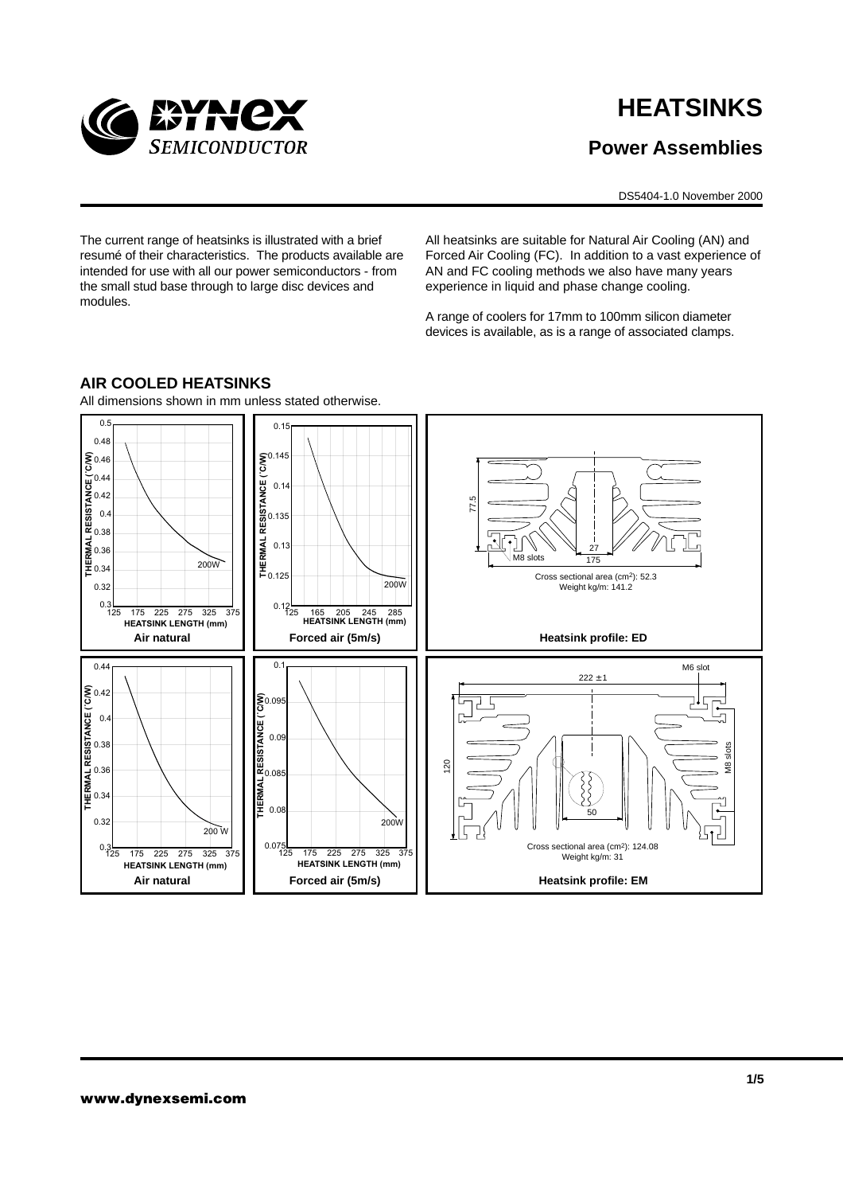# HEATSINKS

## Power Assemblies

DS5404-1.0 November 2000

The current range of heatsinks is illustrated with a brief resumé of their characteristics. The products available are intended for use with all our power semiconductors - from the small stud base through to large disc devices and modules.

All heatsinks are suitable for Natural Air Cooling (AN) and Forced Air Cooling (FC). In addition to a vast experience of AN and FC cooling methods we also have many years experience in liquid and phase change cooling.

A range of coolers for 17mm to 100mm silicon diameter devices is available, as is a range of associated clamps.

## AIR COOLED HEATSINKS

All dimensions shown in mm unless stated otherwise.

THERMAL RESISTANCE (°C/W) vs HEATSINK LENGTH (mm) — 200W

**Air natural**

**Forced air (5m/s)**

Cross sectional area (cm²): 52.3
Weight kg/m: 141.2

**Heatsink profile: ED**

THERMAL RESISTANCE (°C/W) vs HEATSINK LENGTH (mm) — 200W

**Air natural**

**Forced air (5m/s)**

Cross sectional area (cm²): 124.08
Weight kg/m: 31

**Heatsink profile: EM**

www.dynexsemi.com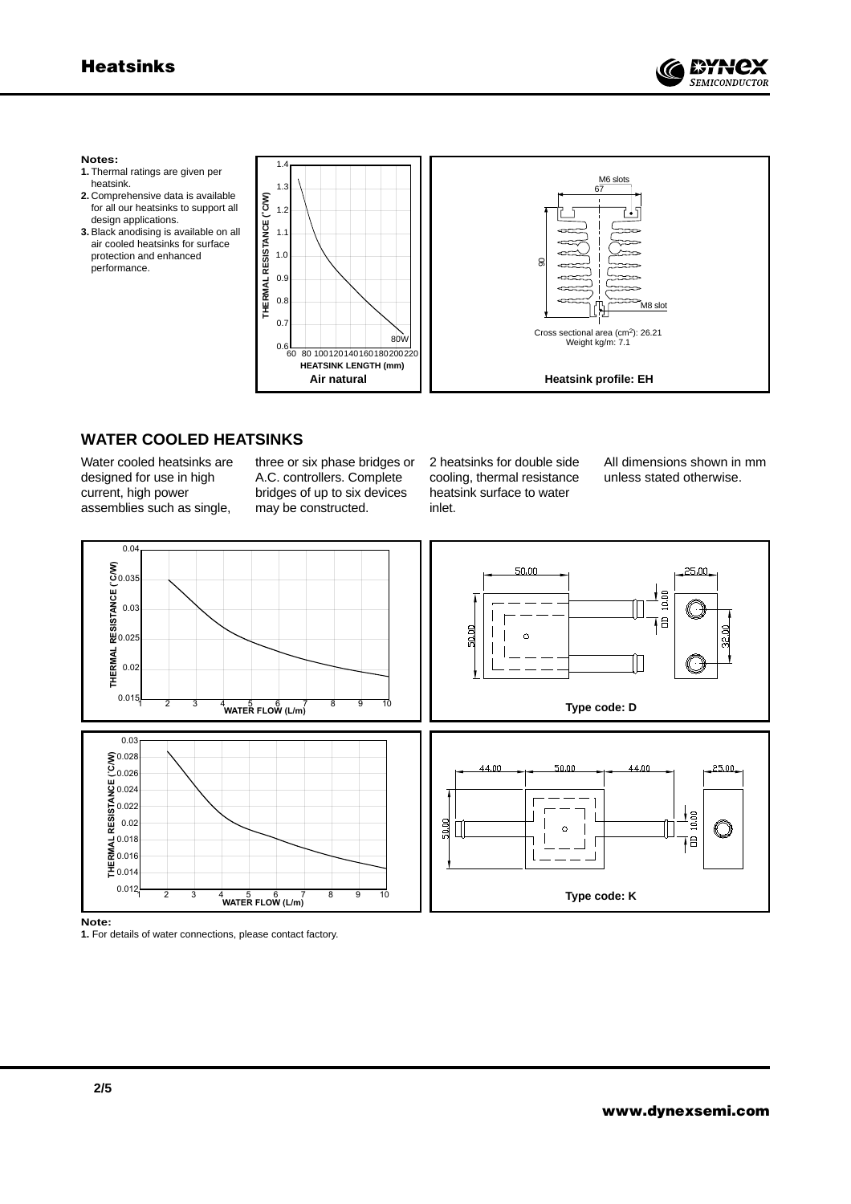**Notes:**

1. Thermal ratings are given per heatsink.
2. Comprehensive data is available for all our heatsinks to support all design applications.
3. Black anodising is available on all air cooled heatsinks for surface protection and enhanced performance.

THERMAL RESISTANCE (°C/W)

HEATSINK LENGTH (mm)

80W

**Air natural**

M6 slots

67

90

M8 slot

Cross sectional area ($cm^2$): 26.21
Weight kg/m: 7.1

**Heatsink profile: EH**

## WATER COOLED HEATSINKS

Water cooled heatsinks are designed for use in high current, high power assemblies such as single, three or six phase bridges or A.C. controllers. Complete bridges of up to six devices may be constructed.

2 heatsinks for double side cooling, thermal resistance heatsink surface to water inlet.

All dimensions shown in mm unless stated otherwise.

THERMAL RESISTANCE (°C/W)

WATER FLOW (L/m)

50.00 &nbsp; 25.00 &nbsp; 50.00 &nbsp; 10.00 &nbsp; 32.00

**Type code: D**

THERMAL RESISTANCE (°C/W)

WATER FLOW (L/m)

44.00 &nbsp; 50.00 &nbsp; 44.00 &nbsp; 25.00 &nbsp; 50.00 &nbsp; 10.00

**Type code: K**

**Note:**

1. For details of water connections, please contact factory.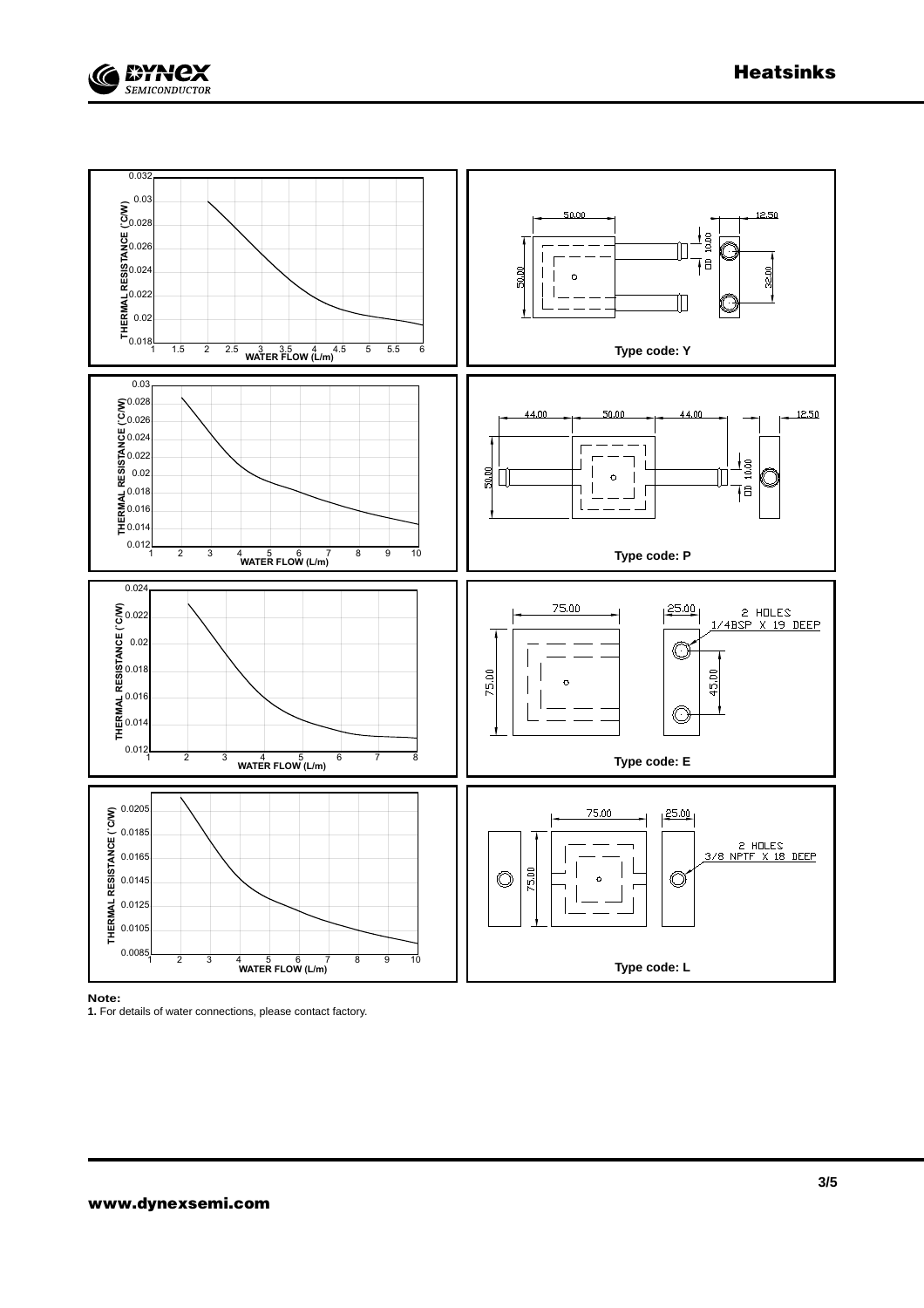THERMAL RESISTANCE (°C/W) vs WATER FLOW (L/m)

Type code: Y

50.00, 12.50, 10.00, 50.00, 32.00

THERMAL RESISTANCE (°C/W) vs WATER FLOW (L/m)

Type code: P

44.00, 50.00, 44.00, 12.50, 50.00, 10.00

THERMAL RESISTANCE (°C/W) vs WATER FLOW (L/m)

Type code: E

75.00, 25.00, 2 HOLES 1/4BSP X 19 DEEP, 75.00, 45.00

THERMAL RESISTANCE (°C/W) vs WATER FLOW (L/m)

Type code: L

75.00, 25.00, 2 HOLES 3/8 NPTF X 18 DEEP, 75.00

**Note:**

**1.** For details of water connections, please contact factory.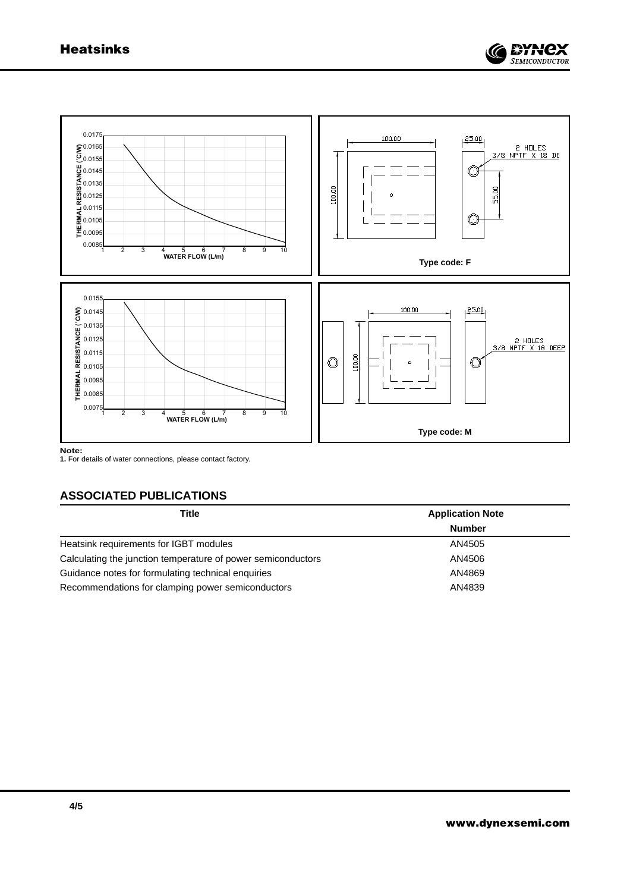Type code: F

Type code: M

**Note:**
**1.** For details of water connections, please contact factory.

## ASSOCIATED PUBLICATIONS

| Title | Application Note Number |
| --- | --- |
| Heatsink requirements for IGBT modules | AN4505 |
| Calculating the junction temperature of power semiconductors | AN4506 |
| Guidance notes for formulating technical enquiries | AN4869 |
| Recommendations for clamping power semiconductors | AN4839 |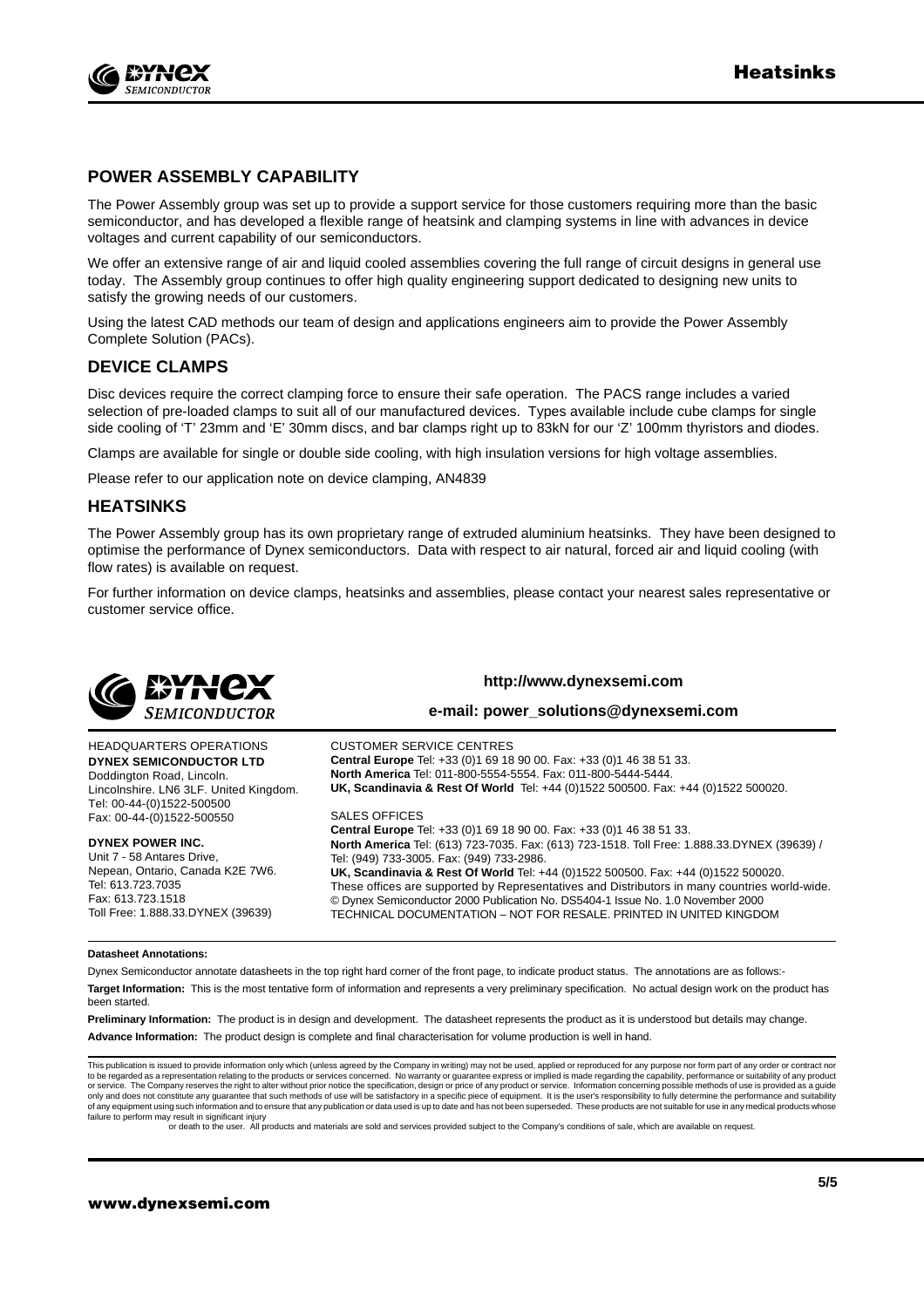## POWER ASSEMBLY CAPABILITY

The Power Assembly group was set up to provide a support service for those customers requiring more than the basic semiconductor, and has developed a flexible range of heatsink and clamping systems in line with advances in device voltages and current capability of our semiconductors.

We offer an extensive range of air and liquid cooled assemblies covering the full range of circuit designs in general use today. The Assembly group continues to offer high quality engineering support dedicated to designing new units to satisfy the growing needs of our customers.

Using the latest CAD methods our team of design and applications engineers aim to provide the Power Assembly Complete Solution (PACs).

## DEVICE CLAMPS

Disc devices require the correct clamping force to ensure their safe operation. The PACS range includes a varied selection of pre-loaded clamps to suit all of our manufactured devices. Types available include cube clamps for single side cooling of 'T' 23mm and 'E' 30mm discs, and bar clamps right up to 83kN for our 'Z' 100mm thyristors and diodes.

Clamps are available for single or double side cooling, with high insulation versions for high voltage assemblies.

Please refer to our application note on device clamping, AN4839

## HEATSINKS

The Power Assembly group has its own proprietary range of extruded aluminium heatsinks. They have been designed to optimise the performance of Dynex semiconductors. Data with respect to air natural, forced air and liquid cooling (with flow rates) is available on request.

For further information on device clamps, heatsinks and assemblies, please contact your nearest sales representative or customer service office.

**http://www.dynexsemi.com**

**e-mail: power_solutions@dynexsemi.com**

HEADQUARTERS OPERATIONS
**DYNEX SEMICONDUCTOR LTD**
Doddington Road, Lincoln.
Lincolnshire. LN6 3LF. United Kingdom.
Tel: 00-44-(0)1522-500500
Fax: 00-44-(0)1522-500550

**DYNEX POWER INC.**
Unit 7 - 58 Antares Drive,
Nepean, Ontario, Canada K2E 7W6.
Tel: 613.723.7035
Fax: 613.723.1518
Toll Free: 1.888.33.DYNEX (39639)

CUSTOMER SERVICE CENTRES
**Central Europe** Tel: +33 (0)1 69 18 90 00. Fax: +33 (0)1 46 38 51 33.
**North America** Tel: 011-800-5554-5554. Fax: 011-800-5444-5444.
**UK, Scandinavia & Rest Of World** Tel: +44 (0)1522 500500. Fax: +44 (0)1522 500020.

SALES OFFICES
**Central Europe** Tel: +33 (0)1 69 18 90 00. Fax: +33 (0)1 46 38 51 33.
**North America** Tel: (613) 723-7035. Fax: (613) 723-1518. Toll Free: 1.888.33.DYNEX (39639) / Tel: (949) 733-3005. Fax: (949) 733-2986.
**UK, Scandinavia & Rest Of World** Tel: +44 (0)1522 500500. Fax: +44 (0)1522 500020.
These offices are supported by Representatives and Distributors in many countries world-wide.
© Dynex Semiconductor 2000 Publication No. DS5404-1 Issue No. 1.0 November 2000
TECHNICAL DOCUMENTATION – NOT FOR RESALE. PRINTED IN UNITED KINGDOM

**Datasheet Annotations:**

Dynex Semiconductor annotate datasheets in the top right hard corner of the front page, to indicate product status. The annotations are as follows:-

**Target Information:** This is the most tentative form of information and represents a very preliminary specification. No actual design work on the product has been started.

**Preliminary Information:** The product is in design and development. The datasheet represents the product as it is understood but details may change.

**Advance Information:** The product design is complete and final characterisation for volume production is well in hand.

This publication is issued to provide information only which (unless agreed by the Company in writing) may not be used, applied or reproduced for any purpose nor form part of any order or contract nor to be regarded as a representation relating to the products or services concerned. No warranty or guarantee express or implied is made regarding the capability, performance or suitability of any product or service. The Company reserves the right to alter without prior notice the specification, design or price of any product or service. Information concerning possible methods of use is provided as a guide only and does not constitute any guarantee that such methods of use will be satisfactory in a specific piece of equipment. It is the user's responsibility to fully determine the performance and suitability of any equipment using such information and to ensure that any publication or data used is up to date and has not been superseded. These products are not suitable for use in any medical products whose failure to perform may result in significant injury or death to the user. All products and materials are sold and services provided subject to the Company's conditions of sale, which are available on request.